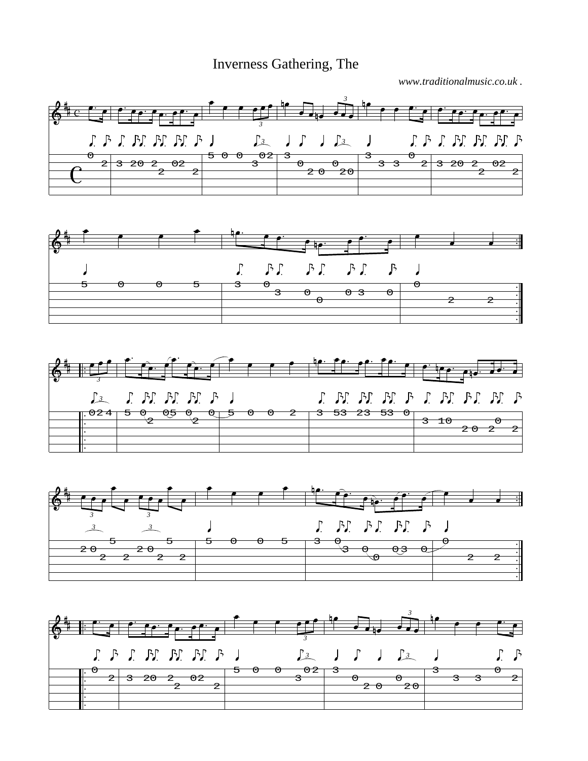# Inverness Gathering, The

*www.traditionalmusic.co.uk .*